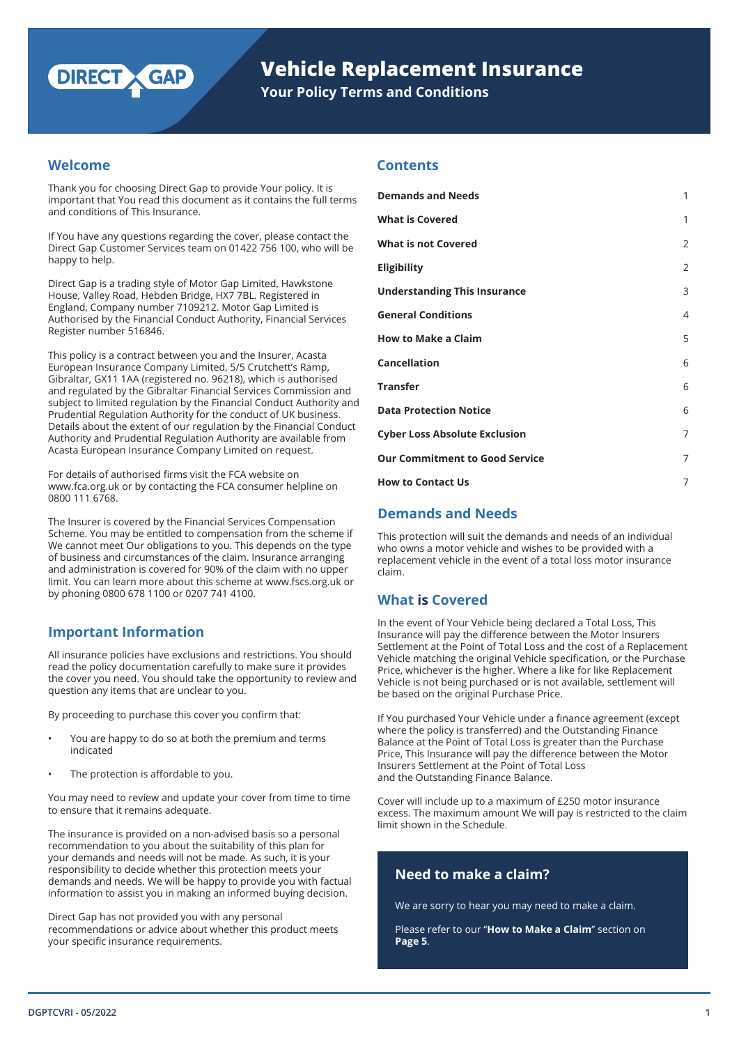# Vehicle Replacement Insurance

## Your Policy Terms and Conditions

## Welcome

Thank you for choosing Direct Gap to provide Your policy. It is important that You read this document as it contains the full terms and conditions of This Insurance.

If You have any questions regarding the cover, please contact the Direct Gap Customer Services team on 01422 756 100, who will be happy to help.

Direct Gap is a trading style of Motor Gap Limited, Hawkstone House, Valley Road, Hebden Bridge, HX7 7BL. Registered in England, Company number 7109212. Motor Gap Limited is Authorised by the Financial Conduct Authority, Financial Services Register number 516846.

This policy is a contract between you and the Insurer, Acasta European Insurance Company Limited, 5/5 Crutchett's Ramp, Gibraltar, GX11 1AA (registered no. 96218), which is authorised and regulated by the Gibraltar Financial Services Commission and subject to limited regulation by the Financial Conduct Authority and Prudential Regulation Authority for the conduct of UK business. Details about the extent of our regulation by the Financial Conduct Authority and Prudential Regulation Authority are available from Acasta European Insurance Company Limited on request.

For details of authorised firms visit the FCA website on www.fca.org.uk or by contacting the FCA consumer helpline on 0800 111 6768.

The Insurer is covered by the Financial Services Compensation Scheme. You may be entitled to compensation from the scheme if We cannot meet Our obligations to you. This depends on the type of business and circumstances of the claim. Insurance arranging and administration is covered for 90% of the claim with no upper limit. You can learn more about this scheme at www.fscs.org.uk or by phoning 0800 678 1100 or 0207 741 4100.

## Important Information

All insurance policies have exclusions and restrictions. You should read the policy documentation carefully to make sure it provides the cover you need. You should take the opportunity to review and question any items that are unclear to you.

By proceeding to purchase this cover you confirm that:

- You are happy to do so at both the premium and terms indicated
- The protection is affordable to you.

You may need to review and update your cover from time to time to ensure that it remains adequate.

The insurance is provided on a non-advised basis so a personal recommendation to you about the suitability of this plan for your demands and needs will not be made. As such, it is your responsibility to decide whether this protection meets your demands and needs. We will be happy to provide you with factual information to assist you in making an informed buying decision.

Direct Gap has not provided you with any personal recommendations or advice about whether this product meets your specific insurance requirements.

## Contents

| | |
|---|---|
| **Demands and Needs** | 1 |
| **What is Covered** | 1 |
| **What is not Covered** | 2 |
| **Eligibility** | 2 |
| **Understanding This Insurance** | 3 |
| **General Conditions** | 4 |
| **How to Make a Claim** | 5 |
| **Cancellation** | 6 |
| **Transfer** | 6 |
| **Data Protection Notice** | 6 |
| **Cyber Loss Absolute Exclusion** | 7 |
| **Our Commitment to Good Service** | 7 |
| **How to Contact Us** | 7 |

## Demands and Needs

This protection will suit the demands and needs of an individual who owns a motor vehicle and wishes to be provided with a replacement vehicle in the event of a total loss motor insurance claim.

## What is Covered

In the event of Your Vehicle being declared a Total Loss, This Insurance will pay the difference between the Motor Insurers Settlement at the Point of Total Loss and the cost of a Replacement Vehicle matching the original Vehicle specification, or the Purchase Price, whichever is the higher. Where a like for like Replacement Vehicle is not being purchased or is not available, settlement will be based on the original Purchase Price.

If You purchased Your Vehicle under a finance agreement (except where the policy is transferred) and the Outstanding Finance Balance at the Point of Total Loss is greater than the Purchase Price, This Insurance will pay the difference between the Motor Insurers Settlement at the Point of Total Loss and the Outstanding Finance Balance.

Cover will include up to a maximum of £250 motor insurance excess. The maximum amount We will pay is restricted to the claim limit shown in the Schedule.

### Need to make a claim?

We are sorry to hear you may need to make a claim.

Please refer to our "**How to Make a Claim**" section on **Page 5**.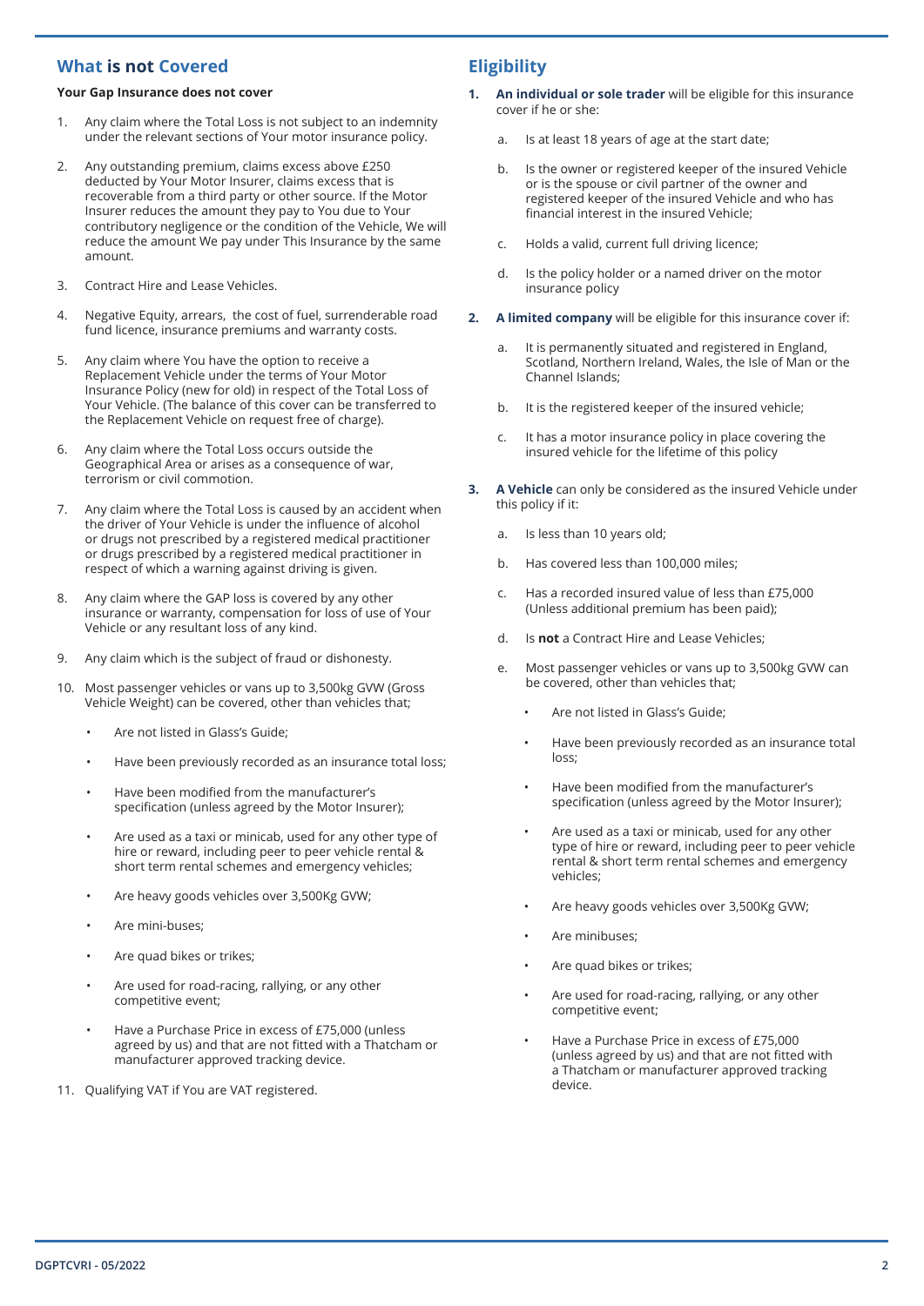## What is not Covered

**Your Gap Insurance does not cover**

1. Any claim where the Total Loss is not subject to an indemnity under the relevant sections of Your motor insurance policy.
2. Any outstanding premium, claims excess above £250 deducted by Your Motor Insurer, claims excess that is recoverable from a third party or other source. If the Motor Insurer reduces the amount they pay to You due to Your contributory negligence or the condition of the Vehicle, We will reduce the amount We pay under This Insurance by the same amount.
3. Contract Hire and Lease Vehicles.
4. Negative Equity, arrears, the cost of fuel, surrenderable road fund licence, insurance premiums and warranty costs.
5. Any claim where You have the option to receive a Replacement Vehicle under the terms of Your Motor Insurance Policy (new for old) in respect of the Total Loss of Your Vehicle. (The balance of this cover can be transferred to the Replacement Vehicle on request free of charge).
6. Any claim where the Total Loss occurs outside the Geographical Area or arises as a consequence of war, terrorism or civil commotion.
7. Any claim where the Total Loss is caused by an accident when the driver of Your Vehicle is under the influence of alcohol or drugs not prescribed by a registered medical practitioner or drugs prescribed by a registered medical practitioner in respect of which a warning against driving is given.
8. Any claim where the GAP loss is covered by any other insurance or warranty, compensation for loss of use of Your Vehicle or any resultant loss of any kind.
9. Any claim which is the subject of fraud or dishonesty.
10. Most passenger vehicles or vans up to 3,500kg GVW (Gross Vehicle Weight) can be covered, other than vehicles that;
    - Are not listed in Glass's Guide;
    - Have been previously recorded as an insurance total loss;
    - Have been modified from the manufacturer's specification (unless agreed by the Motor Insurer);
    - Are used as a taxi or minicab, used for any other type of hire or reward, including peer to peer vehicle rental & short term rental schemes and emergency vehicles;
    - Are heavy goods vehicles over 3,500Kg GVW;
    - Are mini-buses;
    - Are quad bikes or trikes;
    - Are used for road-racing, rallying, or any other competitive event;
    - Have a Purchase Price in excess of £75,000 (unless agreed by us) and that are not fitted with a Thatcham or manufacturer approved tracking device.
11. Qualifying VAT if You are VAT registered.

## Eligibility

1. **An individual or sole trader** will be eligible for this insurance cover if he or she:
    a. Is at least 18 years of age at the start date;
    b. Is the owner or registered keeper of the insured Vehicle or is the spouse or civil partner of the owner and registered keeper of the insured Vehicle and who has financial interest in the insured Vehicle;
    c. Holds a valid, current full driving licence;
    d. Is the policy holder or a named driver on the motor insurance policy
2. **A limited company** will be eligible for this insurance cover if:
    a. It is permanently situated and registered in England, Scotland, Northern Ireland, Wales, the Isle of Man or the Channel Islands;
    b. It is the registered keeper of the insured vehicle;
    c. It has a motor insurance policy in place covering the insured vehicle for the lifetime of this policy
3. **A Vehicle** can only be considered as the insured Vehicle under this policy if it:
    a. Is less than 10 years old;
    b. Has covered less than 100,000 miles;
    c. Has a recorded insured value of less than £75,000 (Unless additional premium has been paid);
    d. Is **not** a Contract Hire and Lease Vehicles;
    e. Most passenger vehicles or vans up to 3,500kg GVW can be covered, other than vehicles that;
        - Are not listed in Glass's Guide;
        - Have been previously recorded as an insurance total loss;
        - Have been modified from the manufacturer's specification (unless agreed by the Motor Insurer);
        - Are used as a taxi or minicab, used for any other type of hire or reward, including peer to peer vehicle rental & short term rental schemes and emergency vehicles;
        - Are heavy goods vehicles over 3,500Kg GVW;
        - Are minibuses;
        - Are quad bikes or trikes;
        - Are used for road-racing, rallying, or any other competitive event;
        - Have a Purchase Price in excess of £75,000 (unless agreed by us) and that are not fitted with a Thatcham or manufacturer approved tracking device.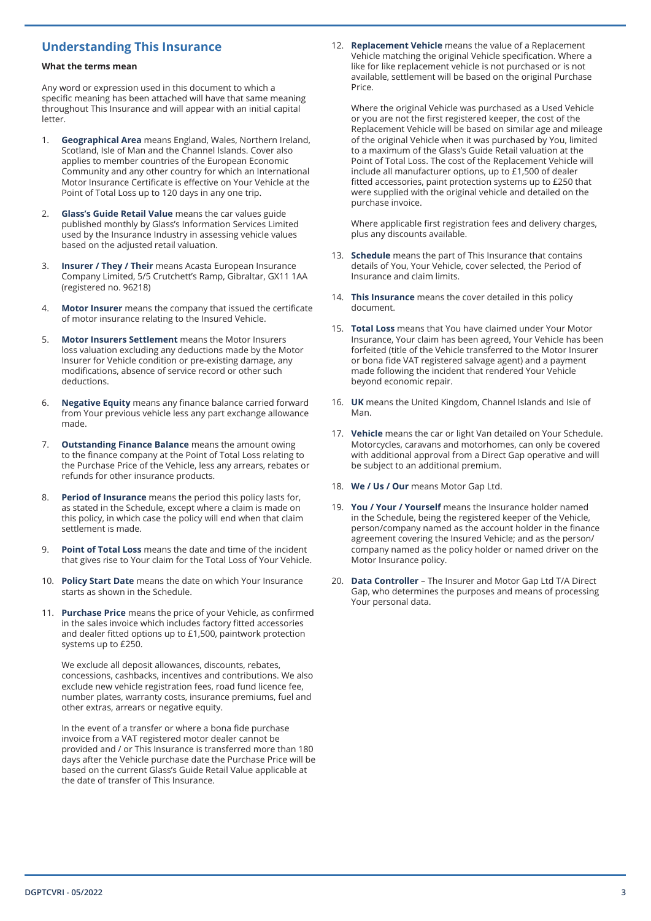## Understanding This Insurance

**What the terms mean**

Any word or expression used in this document to which a specific meaning has been attached will have that same meaning throughout This Insurance and will appear with an initial capital letter.

1. **Geographical Area** means England, Wales, Northern Ireland, Scotland, Isle of Man and the Channel Islands. Cover also applies to member countries of the European Economic Community and any other country for which an International Motor Insurance Certificate is effective on Your Vehicle at the Point of Total Loss up to 120 days in any one trip.

2. **Glass's Guide Retail Value** means the car values guide published monthly by Glass's Information Services Limited used by the Insurance Industry in assessing vehicle values based on the adjusted retail valuation.

3. **Insurer / They / Their** means Acasta European Insurance Company Limited, 5/5 Crutchett's Ramp, Gibraltar, GX11 1AA (registered no. 96218)

4. **Motor Insurer** means the company that issued the certificate of motor insurance relating to the Insured Vehicle.

5. **Motor Insurers Settlement** means the Motor Insurers loss valuation excluding any deductions made by the Motor Insurer for Vehicle condition or pre-existing damage, any modifications, absence of service record or other such deductions.

6. **Negative Equity** means any finance balance carried forward from Your previous vehicle less any part exchange allowance made.

7. **Outstanding Finance Balance** means the amount owing to the finance company at the Point of Total Loss relating to the Purchase Price of the Vehicle, less any arrears, rebates or refunds for other insurance products.

8. **Period of Insurance** means the period this policy lasts for, as stated in the Schedule, except where a claim is made on this policy, in which case the policy will end when that claim settlement is made.

9. **Point of Total Loss** means the date and time of the incident that gives rise to Your claim for the Total Loss of Your Vehicle.

10. **Policy Start Date** means the date on which Your Insurance starts as shown in the Schedule.

11. **Purchase Price** means the price of your Vehicle, as confirmed in the sales invoice which includes factory fitted accessories and dealer fitted options up to £1,500, paintwork protection systems up to £250.

    We exclude all deposit allowances, discounts, rebates, concessions, cashbacks, incentives and contributions. We also exclude new vehicle registration fees, road fund licence fee, number plates, warranty costs, insurance premiums, fuel and other extras, arrears or negative equity.

    In the event of a transfer or where a bona fide purchase invoice from a VAT registered motor dealer cannot be provided and / or This Insurance is transferred more than 180 days after the Vehicle purchase date the Purchase Price will be based on the current Glass's Guide Retail Value applicable at the date of transfer of This Insurance.

12. **Replacement Vehicle** means the value of a Replacement Vehicle matching the original Vehicle specification. Where a like for like replacement vehicle is not purchased or is not available, settlement will be based on the original Purchase Price.

    Where the original Vehicle was purchased as a Used Vehicle or you are not the first registered keeper, the cost of the Replacement Vehicle will be based on similar age and mileage of the original Vehicle when it was purchased by You, limited to a maximum of the Glass's Guide Retail valuation at the Point of Total Loss. The cost of the Replacement Vehicle will include all manufacturer options, up to £1,500 of dealer fitted accessories, paint protection systems up to £250 that were supplied with the original vehicle and detailed on the purchase invoice.

    Where applicable first registration fees and delivery charges, plus any discounts available.

13. **Schedule** means the part of This Insurance that contains details of You, Your Vehicle, cover selected, the Period of Insurance and claim limits.

14. **This Insurance** means the cover detailed in this policy document.

15. **Total Loss** means that You have claimed under Your Motor Insurance, Your claim has been agreed, Your Vehicle has been forfeited (title of the Vehicle transferred to the Motor Insurer or bona fide VAT registered salvage agent) and a payment made following the incident that rendered Your Vehicle beyond economic repair.

16. **UK** means the United Kingdom, Channel Islands and Isle of Man.

17. **Vehicle** means the car or light Van detailed on Your Schedule. Motorcycles, caravans and motorhomes, can only be covered with additional approval from a Direct Gap operative and will be subject to an additional premium.

18. **We / Us / Our** means Motor Gap Ltd.

19. **You / Your / Yourself** means the Insurance holder named in the Schedule, being the registered keeper of the Vehicle, person/company named as the account holder in the finance agreement covering the Insured Vehicle; and as the person/company named as the policy holder or named driver on the Motor Insurance policy.

20. **Data Controller** – The Insurer and Motor Gap Ltd T/A Direct Gap, who determines the purposes and means of processing Your personal data.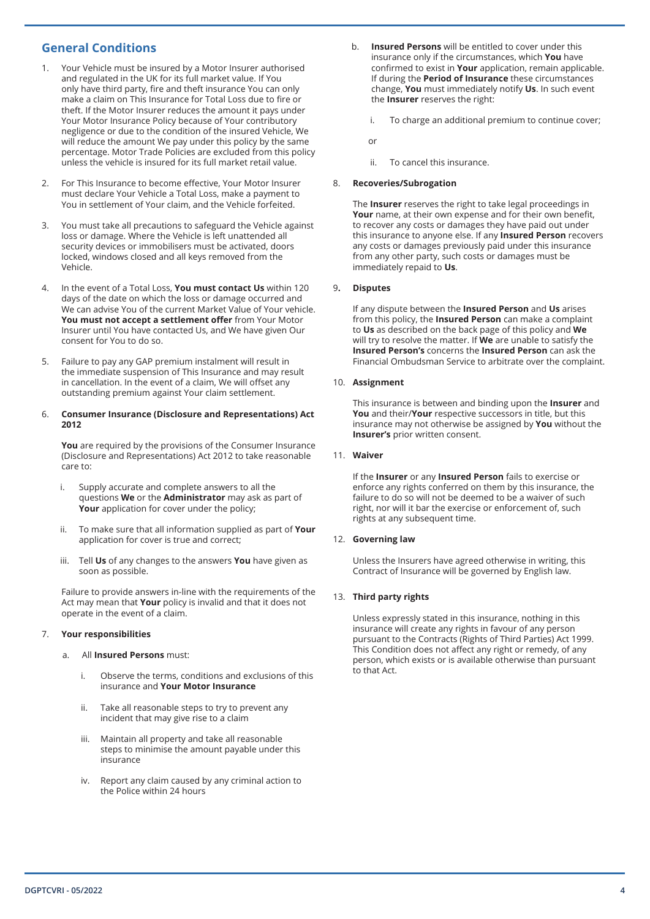## General Conditions

1. Your Vehicle must be insured by a Motor Insurer authorised and regulated in the UK for its full market value. If You only have third party, fire and theft insurance You can only make a claim on This Insurance for Total Loss due to fire or theft. If the Motor Insurer reduces the amount it pays under Your Motor Insurance Policy because of Your contributory negligence or due to the condition of the insured Vehicle, We will reduce the amount We pay under this policy by the same percentage. Motor Trade Policies are excluded from this policy unless the vehicle is insured for its full market retail value.

2. For This Insurance to become effective, Your Motor Insurer must declare Your Vehicle a Total Loss, make a payment to You in settlement of Your claim, and the Vehicle forfeited.

3. You must take all precautions to safeguard the Vehicle against loss or damage. Where the Vehicle is left unattended all security devices or immobilisers must be activated, doors locked, windows closed and all keys removed from the Vehicle.

4. In the event of a Total Loss, **You must contact Us** within 120 days of the date on which the loss or damage occurred and We can advise You of the current Market Value of Your vehicle. **You must not accept a settlement offer** from Your Motor Insurer until You have contacted Us, and We have given Our consent for You to do so.

5. Failure to pay any GAP premium instalment will result in the immediate suspension of This Insurance and may result in cancellation. In the event of a claim, We will offset any outstanding premium against Your claim settlement.

6. **Consumer Insurance (Disclosure and Representations) Act 2012**

   **You** are required by the provisions of the Consumer Insurance (Disclosure and Representations) Act 2012 to take reasonable care to:

   i. Supply accurate and complete answers to all the questions **We** or the **Administrator** may ask as part of **Your** application for cover under the policy;

   ii. To make sure that all information supplied as part of **Your** application for cover is true and correct;

   iii. Tell **Us** of any changes to the answers **You** have given as soon as possible.

   Failure to provide answers in-line with the requirements of the Act may mean that **Your** policy is invalid and that it does not operate in the event of a claim.

7. **Your responsibilities**

   a. All **Insured Persons** must:

      i. Observe the terms, conditions and exclusions of this insurance and **Your Motor Insurance**

      ii. Take all reasonable steps to try to prevent any incident that may give rise to a claim

      iii. Maintain all property and take all reasonable steps to minimise the amount payable under this insurance

      iv. Report any claim caused by any criminal action to the Police within 24 hours

   b. **Insured Persons** will be entitled to cover under this insurance only if the circumstances, which **You** have confirmed to exist in **Your** application, remain applicable. If during the **Period of Insurance** these circumstances change, **You** must immediately notify **Us**. In such event the **Insurer** reserves the right:

      i. To charge an additional premium to continue cover;

      or

      ii. To cancel this insurance.

8. **Recoveries/Subrogation**

   The **Insurer** reserves the right to take legal proceedings in **Your** name, at their own expense and for their own benefit, to recover any costs or damages they have paid out under this insurance to anyone else. If any **Insured Person** recovers any costs or damages previously paid under this insurance from any other party, such costs or damages must be immediately repaid to **Us**.

9. **Disputes**

   If any dispute between the **Insured Person** and **Us** arises from this policy, the **Insured Person** can make a complaint to **Us** as described on the back page of this policy and **We** will try to resolve the matter. If **We** are unable to satisfy the **Insured Person's** concerns the **Insured Person** can ask the Financial Ombudsman Service to arbitrate over the complaint.

10. **Assignment**

    This insurance is between and binding upon the **Insurer** and **You** and their/**Your** respective successors in title, but this insurance may not otherwise be assigned by **You** without the **Insurer's** prior written consent.

11. **Waiver**

    If the **Insurer** or any **Insured Person** fails to exercise or enforce any rights conferred on them by this insurance, the failure to do so will not be deemed to be a waiver of such right, nor will it bar the exercise or enforcement of, such rights at any subsequent time.

12. **Governing law**

    Unless the Insurers have agreed otherwise in writing, this Contract of Insurance will be governed by English law.

13. **Third party rights**

    Unless expressly stated in this insurance, nothing in this insurance will create any rights in favour of any person pursuant to the Contracts (Rights of Third Parties) Act 1999. This Condition does not affect any right or remedy, of any person, which exists or is available otherwise than pursuant to that Act.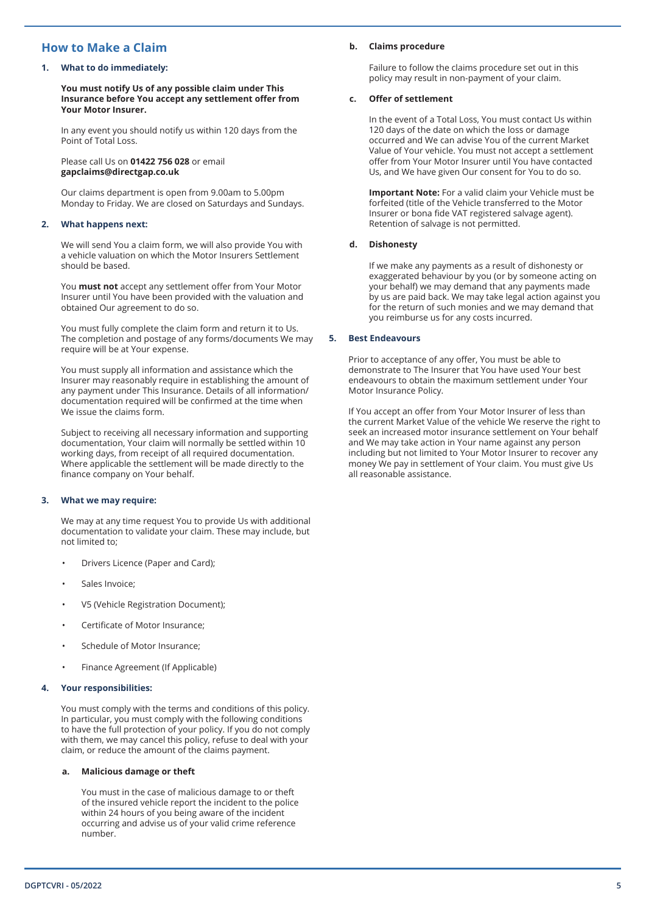## How to Make a Claim

### 1. What to do immediately:

**You must notify Us of any possible claim under This Insurance before You accept any settlement offer from Your Motor Insurer.**

In any event you should notify us within 120 days from the Point of Total Loss.

Please call Us on **01422 756 028** or email **gapclaims@directgap.co.uk**

Our claims department is open from 9.00am to 5.00pm Monday to Friday. We are closed on Saturdays and Sundays.

### 2. What happens next:

We will send You a claim form, we will also provide You with a vehicle valuation on which the Motor Insurers Settlement should be based.

You **must not** accept any settlement offer from Your Motor Insurer until You have been provided with the valuation and obtained Our agreement to do so.

You must fully complete the claim form and return it to Us. The completion and postage of any forms/documents We may require will be at Your expense.

You must supply all information and assistance which the Insurer may reasonably require in establishing the amount of any payment under This Insurance. Details of all information/ documentation required will be confirmed at the time when We issue the claims form.

Subject to receiving all necessary information and supporting documentation, Your claim will normally be settled within 10 working days, from receipt of all required documentation. Where applicable the settlement will be made directly to the finance company on Your behalf.

### 3. What we may require:

We may at any time request You to provide Us with additional documentation to validate your claim. These may include, but not limited to;

- Drivers Licence (Paper and Card);
- Sales Invoice;
- V5 (Vehicle Registration Document);
- Certificate of Motor Insurance;
- Schedule of Motor Insurance;
- Finance Agreement (If Applicable)

### 4. Your responsibilities:

You must comply with the terms and conditions of this policy. In particular, you must comply with the following conditions to have the full protection of your policy. If you do not comply with them, we may cancel this policy, refuse to deal with your claim, or reduce the amount of the claims payment.

#### a. Malicious damage or theft

You must in the case of malicious damage to or theft of the insured vehicle report the incident to the police within 24 hours of you being aware of the incident occurring and advise us of your valid crime reference number.

#### b. Claims procedure

Failure to follow the claims procedure set out in this policy may result in non-payment of your claim.

#### c. Offer of settlement

In the event of a Total Loss, You must contact Us within 120 days of the date on which the loss or damage occurred and We can advise You of the current Market Value of Your vehicle. You must not accept a settlement offer from Your Motor Insurer until You have contacted Us, and We have given Our consent for You to do so.

**Important Note:** For a valid claim your Vehicle must be forfeited (title of the Vehicle transferred to the Motor Insurer or bona fide VAT registered salvage agent). Retention of salvage is not permitted.

#### d. Dishonesty

If we make any payments as a result of dishonesty or exaggerated behaviour by you (or by someone acting on your behalf) we may demand that any payments made by us are paid back. We may take legal action against you for the return of such monies and we may demand that you reimburse us for any costs incurred.

### 5. Best Endeavours

Prior to acceptance of any offer, You must be able to demonstrate to The Insurer that You have used Your best endeavours to obtain the maximum settlement under Your Motor Insurance Policy.

If You accept an offer from Your Motor Insurer of less than the current Market Value of the vehicle We reserve the right to seek an increased motor insurance settlement on Your behalf and We may take action in Your name against any person including but not limited to Your Motor Insurer to recover any money We pay in settlement of Your claim. You must give Us all reasonable assistance.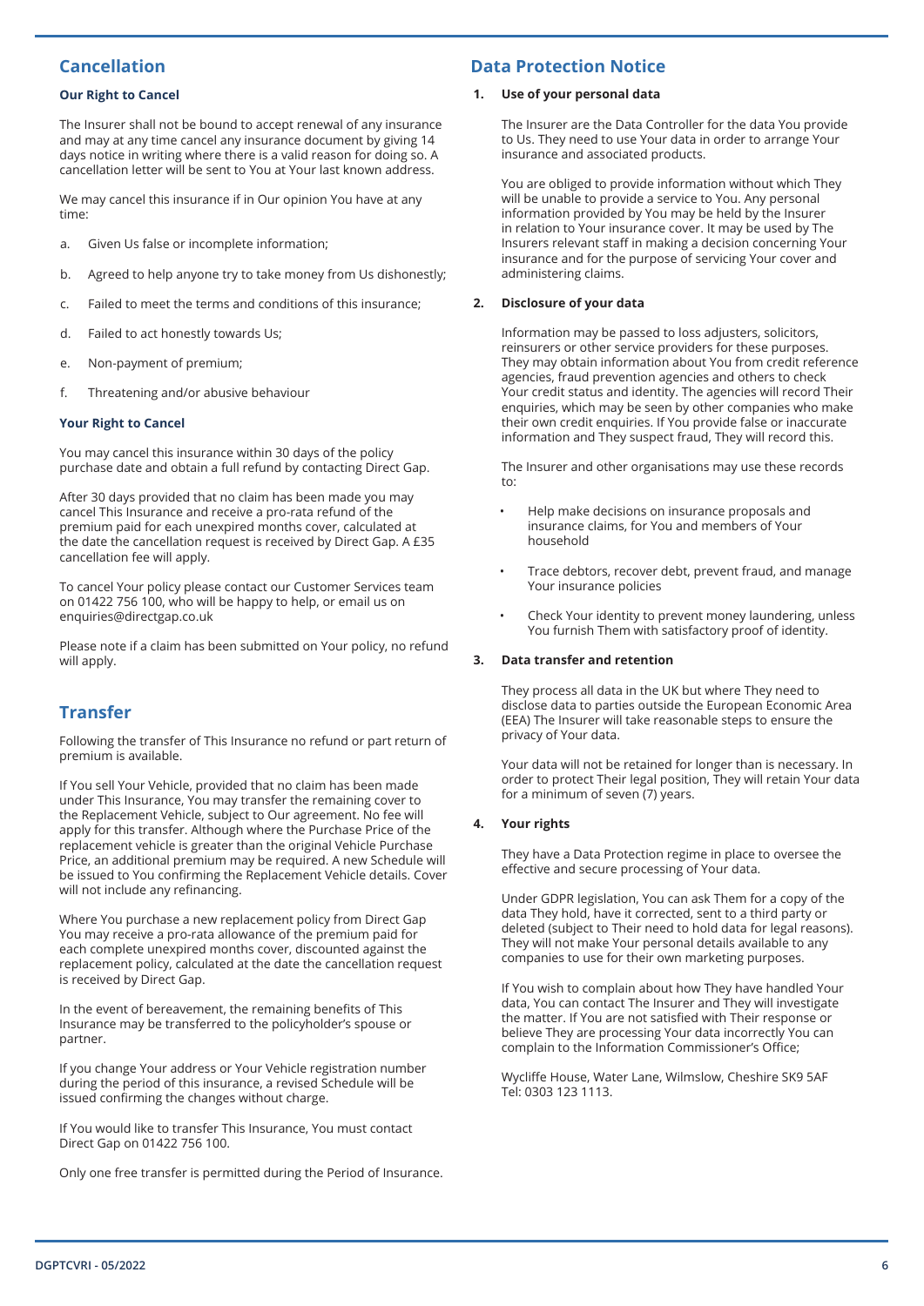## Cancellation

**Our Right to Cancel**

The Insurer shall not be bound to accept renewal of any insurance and may at any time cancel any insurance document by giving 14 days notice in writing where there is a valid reason for doing so. A cancellation letter will be sent to You at Your last known address.

We may cancel this insurance if in Our opinion You have at any time:

a. Given Us false or incomplete information;

b. Agreed to help anyone try to take money from Us dishonestly;

c. Failed to meet the terms and conditions of this insurance;

d. Failed to act honestly towards Us;

e. Non-payment of premium;

f. Threatening and/or abusive behaviour

**Your Right to Cancel**

You may cancel this insurance within 30 days of the policy purchase date and obtain a full refund by contacting Direct Gap.

After 30 days provided that no claim has been made you may cancel This Insurance and receive a pro-rata refund of the premium paid for each unexpired months cover, calculated at the date the cancellation request is received by Direct Gap. A £35 cancellation fee will apply.

To cancel Your policy please contact our Customer Services team on 01422 756 100, who will be happy to help, or email us on enquiries@directgap.co.uk

Please note if a claim has been submitted on Your policy, no refund will apply.

## Transfer

Following the transfer of This Insurance no refund or part return of premium is available.

If You sell Your Vehicle, provided that no claim has been made under This Insurance, You may transfer the remaining cover to the Replacement Vehicle, subject to Our agreement. No fee will apply for this transfer. Although where the Purchase Price of the replacement vehicle is greater than the original Vehicle Purchase Price, an additional premium may be required. A new Schedule will be issued to You confirming the Replacement Vehicle details. Cover will not include any refinancing.

Where You purchase a new replacement policy from Direct Gap You may receive a pro-rata allowance of the premium paid for each complete unexpired months cover, discounted against the replacement policy, calculated at the date the cancellation request is received by Direct Gap.

In the event of bereavement, the remaining benefits of This Insurance may be transferred to the policyholder's spouse or partner.

If you change Your address or Your Vehicle registration number during the period of this insurance, a revised Schedule will be issued confirming the changes without charge.

If You would like to transfer This Insurance, You must contact Direct Gap on 01422 756 100.

Only one free transfer is permitted during the Period of Insurance.

## Data Protection Notice

**1. Use of your personal data**

The Insurer are the Data Controller for the data You provide to Us. They need to use Your data in order to arrange Your insurance and associated products.

You are obliged to provide information without which They will be unable to provide a service to You. Any personal information provided by You may be held by the Insurer in relation to Your insurance cover. It may be used by The Insurers relevant staff in making a decision concerning Your insurance and for the purpose of servicing Your cover and administering claims.

**2. Disclosure of your data**

Information may be passed to loss adjusters, solicitors, reinsurers or other service providers for these purposes. They may obtain information about You from credit reference agencies, fraud prevention agencies and others to check Your credit status and identity. The agencies will record Their enquiries, which may be seen by other companies who make their own credit enquiries. If You provide false or inaccurate information and They suspect fraud, They will record this.

The Insurer and other organisations may use these records to:

- Help make decisions on insurance proposals and insurance claims, for You and members of Your household
- Trace debtors, recover debt, prevent fraud, and manage Your insurance policies
- Check Your identity to prevent money laundering, unless You furnish Them with satisfactory proof of identity.

**3. Data transfer and retention**

They process all data in the UK but where They need to disclose data to parties outside the European Economic Area (EEA) The Insurer will take reasonable steps to ensure the privacy of Your data.

Your data will not be retained for longer than is necessary. In order to protect Their legal position, They will retain Your data for a minimum of seven (7) years.

**4. Your rights**

They have a Data Protection regime in place to oversee the effective and secure processing of Your data.

Under GDPR legislation, You can ask Them for a copy of the data They hold, have it corrected, sent to a third party or deleted (subject to Their need to hold data for legal reasons). They will not make Your personal details available to any companies to use for their own marketing purposes.

If You wish to complain about how They have handled Your data, You can contact The Insurer and They will investigate the matter. If You are not satisfied with Their response or believe They are processing Your data incorrectly You can complain to the Information Commissioner's Office;

Wycliffe House, Water Lane, Wilmslow, Cheshire SK9 5AF
Tel: 0303 123 1113.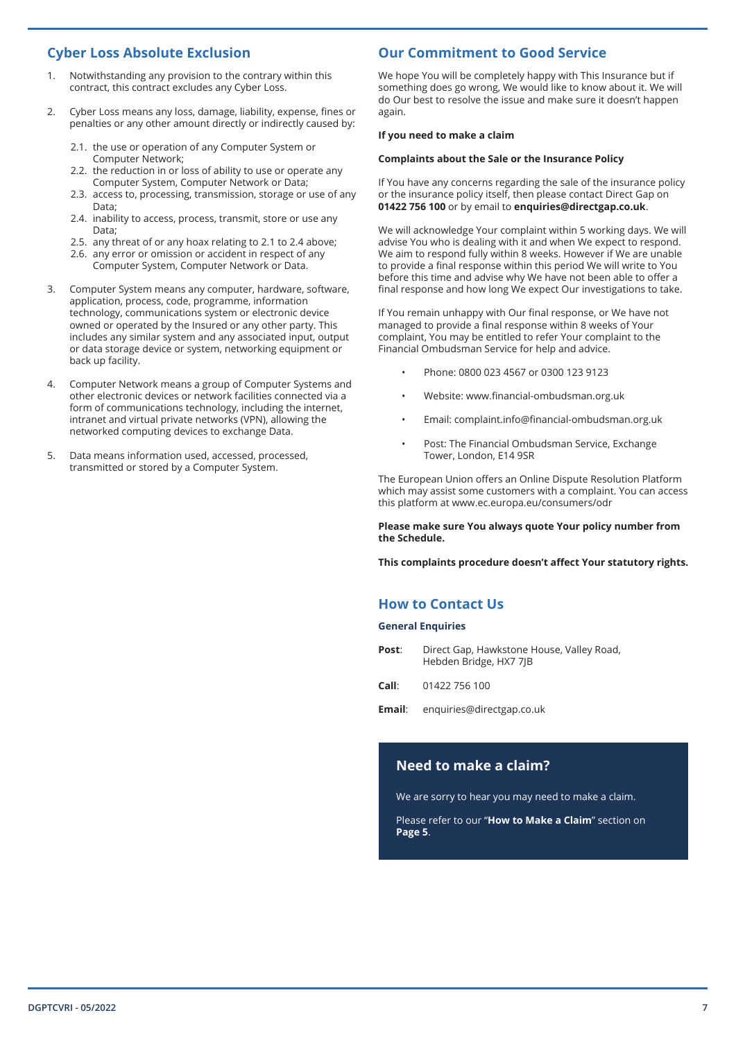## Cyber Loss Absolute Exclusion

1. Notwithstanding any provision to the contrary within this contract, this contract excludes any Cyber Loss.

2. Cyber Loss means any loss, damage, liability, expense, fines or penalties or any other amount directly or indirectly caused by:

   2.1. the use or operation of any Computer System or Computer Network;
   2.2. the reduction in or loss of ability to use or operate any Computer System, Computer Network or Data;
   2.3. access to, processing, transmission, storage or use of any Data;
   2.4. inability to access, process, transmit, store or use any Data;
   2.5. any threat of or any hoax relating to 2.1 to 2.4 above;
   2.6. any error or omission or accident in respect of any Computer System, Computer Network or Data.

3. Computer System means any computer, hardware, software, application, process, code, programme, information technology, communications system or electronic device owned or operated by the Insured or any other party. This includes any similar system and any associated input, output or data storage device or system, networking equipment or back up facility.

4. Computer Network means a group of Computer Systems and other electronic devices or network facilities connected via a form of communications technology, including the internet, intranet and virtual private networks (VPN), allowing the networked computing devices to exchange Data.

5. Data means information used, accessed, processed, transmitted or stored by a Computer System.

## Our Commitment to Good Service

We hope You will be completely happy with This Insurance but if something does go wrong, We would like to know about it. We will do Our best to resolve the issue and make sure it doesn't happen again.

**If you need to make a claim**

**Complaints about the Sale or the Insurance Policy**

If You have any concerns regarding the sale of the insurance policy or the insurance policy itself, then please contact Direct Gap on **01422 756 100** or by email to **enquiries@directgap.co.uk**.

We will acknowledge Your complaint within 5 working days. We will advise You who is dealing with it and when We expect to respond. We aim to respond fully within 8 weeks. However if We are unable to provide a final response within this period We will write to You before this time and advise why We have not been able to offer a final response and how long We expect Our investigations to take.

If You remain unhappy with Our final response, or We have not managed to provide a final response within 8 weeks of Your complaint, You may be entitled to refer Your complaint to the Financial Ombudsman Service for help and advice.

- Phone: 0800 023 4567 or 0300 123 9123
- Website: www.financial-ombudsman.org.uk
- Email: complaint.info@financial-ombudsman.org.uk
- Post: The Financial Ombudsman Service, Exchange Tower, London, E14 9SR

The European Union offers an Online Dispute Resolution Platform which may assist some customers with a complaint. You can access this platform at www.ec.europa.eu/consumers/odr

**Please make sure You always quote Your policy number from the Schedule.**

**This complaints procedure doesn't affect Your statutory rights.**

## How to Contact Us

**General Enquiries**

**Post**: Direct Gap, Hawkstone House, Valley Road, Hebden Bridge, HX7 7JB

**Call**: 01422 756 100

**Email**: enquiries@directgap.co.uk

### Need to make a claim?

We are sorry to hear you may need to make a claim.

Please refer to our "**How to Make a Claim**" section on **Page 5**.